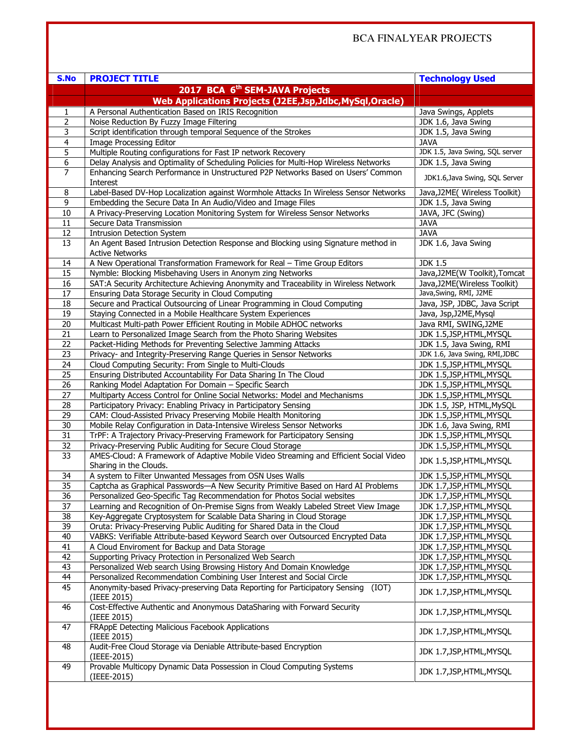BCA FINALYEAR PROJECTS

| S.No | PROJECT TITLE | Technology Used |
|---|---|---|
| | **2017 BCA 6th SEM-JAVA Projects** | |
| | **Web Applications Projects (J2EE,Jsp,Jdbc,MySql,Oracle)** | |
| 1 | A Personal Authentication Based on IRIS Recognition | Java Swings, Applets |
| 2 | Noise Reduction By Fuzzy Image Filtering | JDK 1.6, Java Swing |
| 3 | Script identification through temporal Sequence of the Strokes | JDK 1.5, Java Swing |
| 4 | Image Processing Editor | JAVA |
| 5 | Multiple Routing configurations for Fast IP network Recovery | JDK 1.5, Java Swing, SQL server |
| 6 | Delay Analysis and Optimality of Scheduling Policies for Multi-Hop Wireless Networks | JDK 1.5, Java Swing |
| 7 | Enhancing Search Performance in Unstructured P2P Networks Based on Users' Common Interest | JDK1.6,Java Swing, SQL Server |
| 8 | Label-Based DV-Hop Localization against Wormhole Attacks In Wireless Sensor Networks | Java,J2ME( Wireless Toolkit) |
| 9 | Embedding the Secure Data In An Audio/Video and Image Files | JDK 1.5, Java Swing |
| 10 | A Privacy-Preserving Location Monitoring System for Wireless Sensor Networks | JAVA, JFC (Swing) |
| 11 | Secure Data Transmission | JAVA |
| 12 | Intrusion Detection System | JAVA |
| 13 | An Agent Based Intrusion Detection Response and Blocking using Signature method in Active Networks | JDK 1.6, Java Swing |
| 14 | A New Operational Transformation Framework for Real – Time Group Editors | JDK 1.5 |
| 15 | Nymble: Blocking Misbehaving Users in Anonym zing Networks | Java,J2ME(W Toolkit),Tomcat |
| 16 | SAT:A Security Architecture Achieving Anonymity and Traceability in Wireless Network | Java,J2ME(Wireless Toolkit) |
| 17 | Ensuring Data Storage Security in Cloud Computing | Java,Swing, RMI, J2ME |
| 18 | Secure and Practical Outsourcing of Linear Programming in Cloud Computing | Java, JSP, JDBC, Java Script |
| 19 | Staying Connected in a Mobile Healthcare System Experiences | Java, Jsp,J2ME,Mysql |
| 20 | Multicast Multi-path Power Efficient Routing in Mobile ADHOC networks | Java RMI, SWING,J2ME |
| 21 | Learn to Personalized Image Search from the Photo Sharing Websites | JDK 1.5,JSP,HTML,MYSQL |
| 22 | Packet-Hiding Methods for Preventing Selective Jamming Attacks | JDK 1.5, Java Swing, RMI |
| 23 | Privacy- and Integrity-Preserving Range Queries in Sensor Networks | JDK 1.6, Java Swing, RMI,JDBC |
| 24 | Cloud Computing Security: From Single to Multi-Clouds | JDK 1.5,JSP,HTML,MYSQL |
| 25 | Ensuring Distributed Accountability For Data Sharing In The Cloud | JDK 1.5,JSP,HTML,MYSQL |
| 26 | Ranking Model Adaptation For Domain – Specific Search | JDK 1.5,JSP,HTML,MYSQL |
| 27 | Multiparty Access Control for Online Social Networks: Model and Mechanisms | JDK 1.5,JSP,HTML,MYSQL |
| 28 | Participatory Privacy: Enabling Privacy in Participatory Sensing | JDK 1.5, JSP, HTML,MySQL |
| 29 | CAM: Cloud-Assisted Privacy Preserving Mobile Health Monitoring | JDK 1.5,JSP,HTML,MYSQL |
| 30 | Mobile Relay Configuration in Data-Intensive Wireless Sensor Networks | JDK 1.6, Java Swing, RMI |
| 31 | TrPF: A Trajectory Privacy-Preserving Framework for Participatory Sensing | JDK 1.5,JSP,HTML,MYSQL |
| 32 | Privacy-Preserving Public Auditing for Secure Cloud Storage | JDK 1.5,JSP,HTML,MYSQL |
| 33 | AMES-Cloud: A Framework of Adaptive Mobile Video Streaming and Efficient Social Video Sharing in the Clouds. | JDK 1.5,JSP,HTML,MYSQL |
| 34 | A system to Filter Unwanted Messages from OSN Uses Walls | JDK 1.5,JSP,HTML,MYSQL |
| 35 | Captcha as Graphical Passwords—A New Security Primitive Based on Hard AI Problems | JDK 1.7,JSP,HTML,MYSQL |
| 36 | Personalized Geo-Specific Tag Recommendation for Photos Social websites | JDK 1.7,JSP,HTML,MYSQL |
| 37 | Learning and Recognition of On-Premise Signs from Weakly Labeled Street View Image | JDK 1.7,JSP,HTML,MYSQL |
| 38 | Key-Aggregate Cryptosystem for Scalable Data Sharing in Cloud Storage | JDK 1.7,JSP,HTML,MYSQL |
| 39 | Oruta: Privacy-Preserving Public Auditing for Shared Data in the Cloud | JDK 1.7,JSP,HTML,MYSQL |
| 40 | VABKS: Verifiable Attribute-based Keyword Search over Outsourced Encrypted Data | JDK 1.7,JSP,HTML,MYSQL |
| 41 | A Cloud Enviroment for Backup and Data Storage | JDK 1.7,JSP,HTML,MYSQL |
| 42 | Supporting Privacy Protection in Personalized Web Search | JDK 1.7,JSP,HTML,MYSQL |
| 43 | Personalized Web search Using Browsing History And Domain Knowledge | JDK 1.7,JSP,HTML,MYSQL |
| 44 | Personalized Recommendation Combining User Interest and Social Circle | JDK 1.7,JSP,HTML,MYSQL |
| 45 | Anonymity-based Privacy-preserving Data Reporting for Participatory Sensing (IOT) (IEEE 2015) | JDK 1.7,JSP,HTML,MYSQL |
| 46 | Cost-Effective Authentic and Anonymous DataSharing with Forward Security (IEEE 2015) | JDK 1.7,JSP,HTML,MYSQL |
| 47 | FRAppE Detecting Malicious Facebook Applications (IEEE 2015) | JDK 1.7,JSP,HTML,MYSQL |
| 48 | Audit-Free Cloud Storage via Deniable Attribute-based Encryption (IEEE-2015) | JDK 1.7,JSP,HTML,MYSQL |
| 49 | Provable Multicopy Dynamic Data Possession in Cloud Computing Systems (IEEE-2015) | JDK 1.7,JSP,HTML,MYSQL |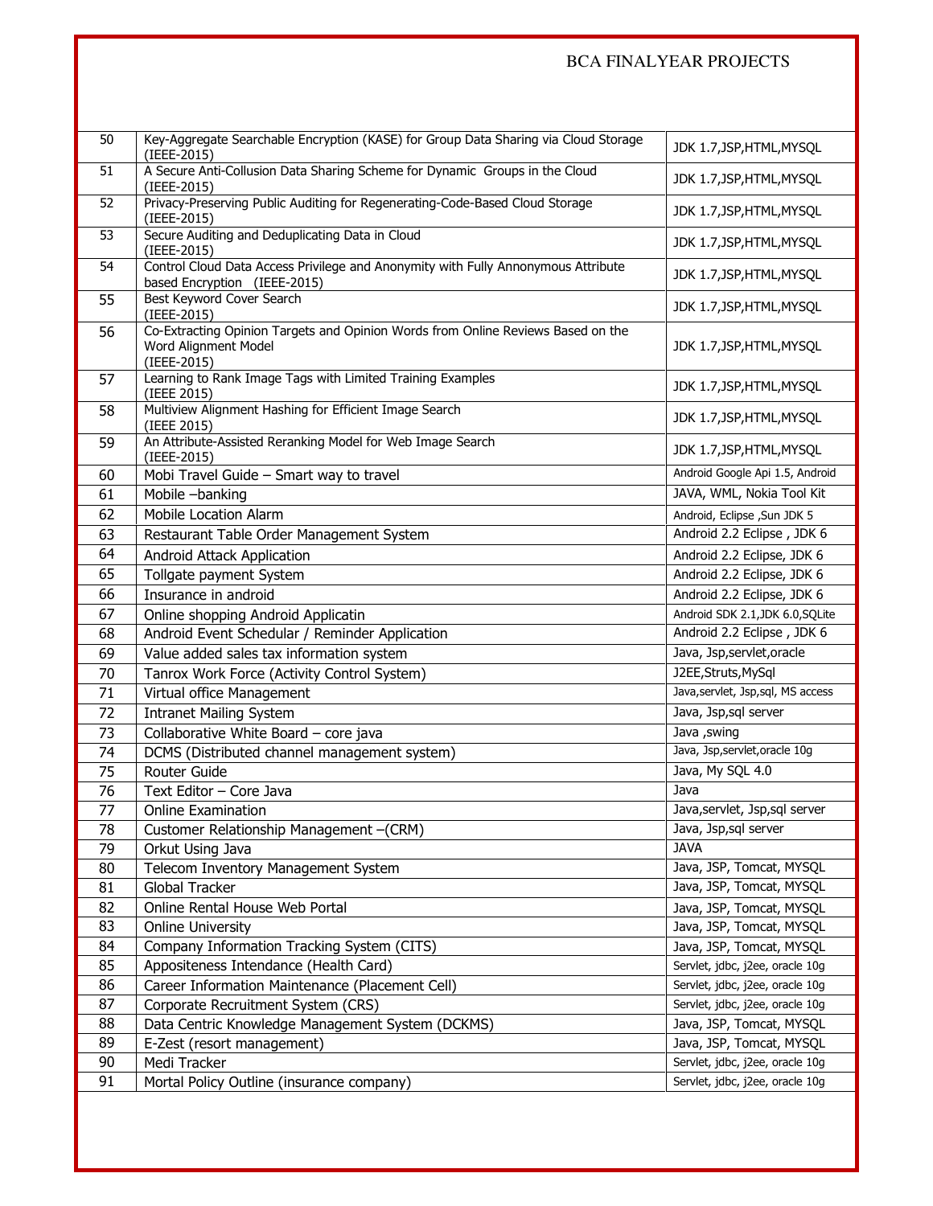| 50 | Key-Aggregate Searchable Encryption (KASE) for Group Data Sharing via Cloud Storage (IEEE-2015) | JDK 1.7,JSP,HTML,MYSQL |
|---|---|---|
| 51 | A Secure Anti-Collusion Data Sharing Scheme for Dynamic Groups in the Cloud (IEEE-2015) | JDK 1.7,JSP,HTML,MYSQL |
| 52 | Privacy-Preserving Public Auditing for Regenerating-Code-Based Cloud Storage (IEEE-2015) | JDK 1.7,JSP,HTML,MYSQL |
| 53 | Secure Auditing and Deduplicating Data in Cloud (IEEE-2015) | JDK 1.7,JSP,HTML,MYSQL |
| 54 | Control Cloud Data Access Privilege and Anonymity with Fully Annonymous Attribute based Encryption (IEEE-2015) | JDK 1.7,JSP,HTML,MYSQL |
| 55 | Best Keyword Cover Search (IEEE-2015) | JDK 1.7,JSP,HTML,MYSQL |
| 56 | Co-Extracting Opinion Targets and Opinion Words from Online Reviews Based on the Word Alignment Model (IEEE-2015) | JDK 1.7,JSP,HTML,MYSQL |
| 57 | Learning to Rank Image Tags with Limited Training Examples (IEEE 2015) | JDK 1.7,JSP,HTML,MYSQL |
| 58 | Multiview Alignment Hashing for Efficient Image Search (IEEE 2015) | JDK 1.7,JSP,HTML,MYSQL |
| 59 | An Attribute-Assisted Reranking Model for Web Image Search (IEEE-2015) | JDK 1.7,JSP,HTML,MYSQL |
| 60 | Mobi Travel Guide – Smart way to travel | Android Google Api 1.5, Android |
| 61 | Mobile –banking | JAVA, WML, Nokia Tool Kit |
| 62 | Mobile Location Alarm | Android, Eclipse ,Sun JDK 5 |
| 63 | Restaurant Table Order Management System | Android 2.2 Eclipse , JDK 6 |
| 64 | Android Attack Application | Android 2.2 Eclipse, JDK 6 |
| 65 | Tollgate payment System | Android 2.2 Eclipse, JDK 6 |
| 66 | Insurance in android | Android 2.2 Eclipse, JDK 6 |
| 67 | Online shopping Android Applicatin | Android SDK 2.1,JDK 6.0,SQLite |
| 68 | Android Event Schedular / Reminder Application | Android 2.2 Eclipse , JDK 6 |
| 69 | Value added sales tax information system | Java, Jsp,servlet,oracle |
| 70 | Tanrox Work Force (Activity Control System) | J2EE,Struts,MySql |
| 71 | Virtual office Management | Java,servlet, Jsp,sql, MS access |
| 72 | Intranet Mailing System | Java, Jsp,sql server |
| 73 | Collaborative White Board – core java | Java ,swing |
| 74 | DCMS (Distributed channel management system) | Java, Jsp,servlet,oracle 10g |
| 75 | Router Guide | Java, My SQL 4.0 |
| 76 | Text Editor – Core Java | Java |
| 77 | Online Examination | Java,servlet, Jsp,sql server |
| 78 | Customer Relationship Management –(CRM) | Java, Jsp,sql server |
| 79 | Orkut Using Java | JAVA |
| 80 | Telecom Inventory Management System | Java, JSP, Tomcat, MYSQL |
| 81 | Global Tracker | Java, JSP, Tomcat, MYSQL |
| 82 | Online Rental House Web Portal | Java, JSP, Tomcat, MYSQL |
| 83 | Online University | Java, JSP, Tomcat, MYSQL |
| 84 | Company Information Tracking System (CITS) | Java, JSP, Tomcat, MYSQL |
| 85 | Appositeness Intendance (Health Card) | Servlet, jdbc, j2ee, oracle 10g |
| 86 | Career Information Maintenance (Placement Cell) | Servlet, jdbc, j2ee, oracle 10g |
| 87 | Corporate Recruitment System (CRS) | Servlet, jdbc, j2ee, oracle 10g |
| 88 | Data Centric Knowledge Management System (DCKMS) | Java, JSP, Tomcat, MYSQL |
| 89 | E-Zest (resort management) | Java, JSP, Tomcat, MYSQL |
| 90 | Medi Tracker | Servlet, jdbc, j2ee, oracle 10g |
| 91 | Mortal Policy Outline (insurance company) | Servlet, jdbc, j2ee, oracle 10g |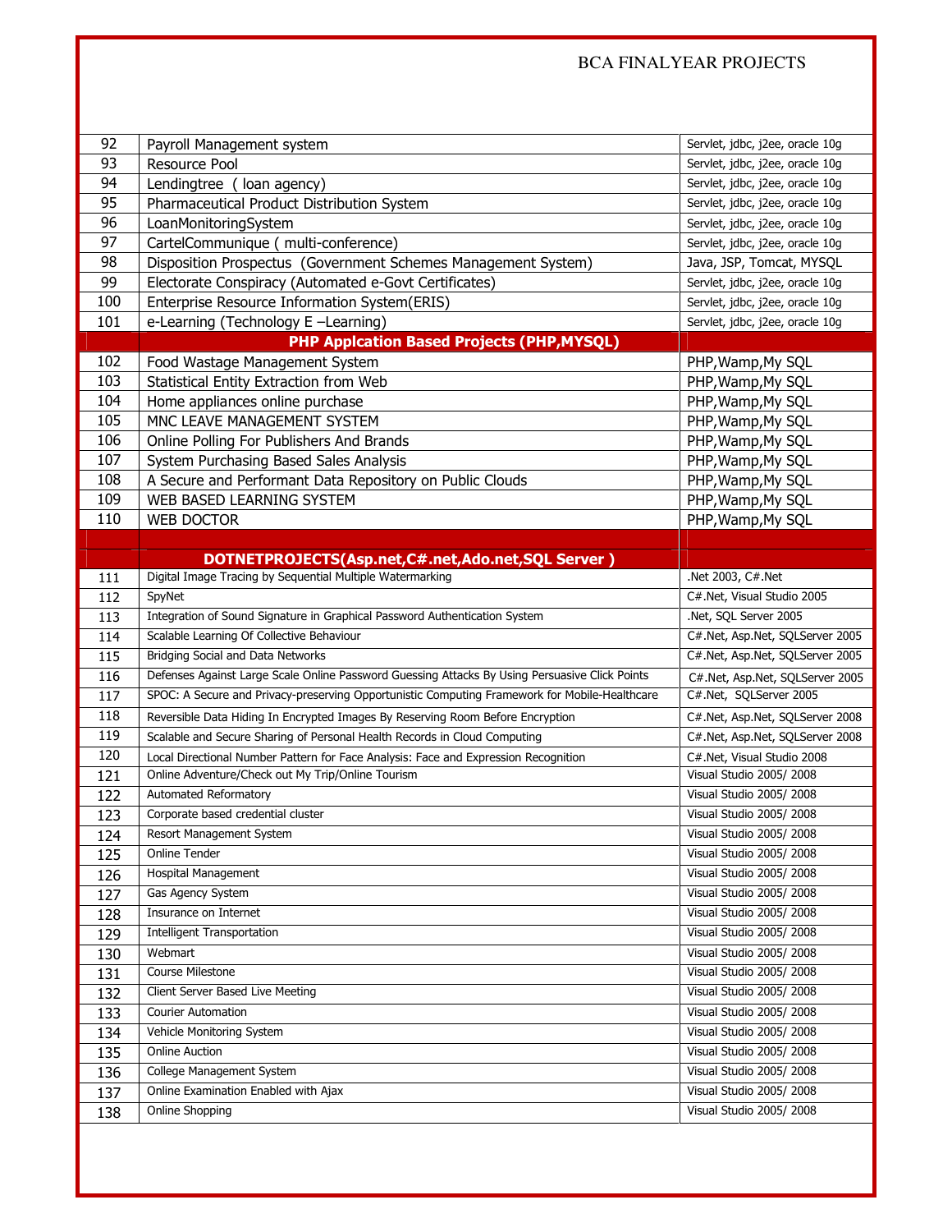| | | |
|---|---|---|
| 92 | Payroll Management system | Servlet, jdbc, j2ee, oracle 10g |
| 93 | Resource Pool | Servlet, jdbc, j2ee, oracle 10g |
| 94 | Lendingtree ( loan agency) | Servlet, jdbc, j2ee, oracle 10g |
| 95 | Pharmaceutical Product Distribution System | Servlet, jdbc, j2ee, oracle 10g |
| 96 | LoanMonitoringSystem | Servlet, jdbc, j2ee, oracle 10g |
| 97 | CartelCommunique ( multi-conference) | Servlet, jdbc, j2ee, oracle 10g |
| 98 | Disposition Prospectus (Government Schemes Management System) | Java, JSP, Tomcat, MYSQL |
| 99 | Electorate Conspiracy (Automated e-Govt Certificates) | Servlet, jdbc, j2ee, oracle 10g |
| 100 | Enterprise Resource Information System(ERIS) | Servlet, jdbc, j2ee, oracle 10g |
| 101 | e-Learning (Technology E –Learning) | Servlet, jdbc, j2ee, oracle 10g |
| | **PHP Applcation Based Projects (PHP,MYSQL)** | |
| 102 | Food Wastage Management System | PHP,Wamp,My SQL |
| 103 | Statistical Entity Extraction from Web | PHP,Wamp,My SQL |
| 104 | Home appliances online purchase | PHP,Wamp,My SQL |
| 105 | MNC LEAVE MANAGEMENT SYSTEM | PHP,Wamp,My SQL |
| 106 | Online Polling For Publishers And Brands | PHP,Wamp,My SQL |
| 107 | System Purchasing Based Sales Analysis | PHP,Wamp,My SQL |
| 108 | A Secure and Performant Data Repository on Public Clouds | PHP,Wamp,My SQL |
| 109 | WEB BASED LEARNING SYSTEM | PHP,Wamp,My SQL |
| 110 | WEB DOCTOR | PHP,Wamp,My SQL |
| | **DOTNETPROJECTS(Asp.net,C#.net,Ado.net,SQL Server )** | |
| 111 | Digital Image Tracing by Sequential Multiple Watermarking | .Net 2003, C#.Net |
| 112 | SpyNet | C#.Net, Visual Studio 2005 |
| 113 | Integration of Sound Signature in Graphical Password Authentication System | .Net, SQL Server 2005 |
| 114 | Scalable Learning Of Collective Behaviour | C#.Net, Asp.Net, SQLServer 2005 |
| 115 | Bridging Social and Data Networks | C#.Net, Asp.Net, SQLServer 2005 |
| 116 | Defenses Against Large Scale Online Password Guessing Attacks By Using Persuasive Click Points | C#.Net, Asp.Net, SQLServer 2005 |
| 117 | SPOC: A Secure and Privacy-preserving Opportunistic Computing Framework for Mobile-Healthcare | C#.Net, SQLServer 2005 |
| 118 | Reversible Data Hiding In Encrypted Images By Reserving Room Before Encryption | C#.Net, Asp.Net, SQLServer 2008 |
| 119 | Scalable and Secure Sharing of Personal Health Records in Cloud Computing | C#.Net, Asp.Net, SQLServer 2008 |
| 120 | Local Directional Number Pattern for Face Analysis: Face and Expression Recognition | C#.Net, Visual Studio 2008 |
| 121 | Online Adventure/Check out My Trip/Online Tourism | Visual Studio 2005/ 2008 |
| 122 | Automated Reformatory | Visual Studio 2005/ 2008 |
| 123 | Corporate based credential cluster | Visual Studio 2005/ 2008 |
| 124 | Resort Management System | Visual Studio 2005/ 2008 |
| 125 | Online Tender | Visual Studio 2005/ 2008 |
| 126 | Hospital Management | Visual Studio 2005/ 2008 |
| 127 | Gas Agency System | Visual Studio 2005/ 2008 |
| 128 | Insurance on Internet | Visual Studio 2005/ 2008 |
| 129 | Intelligent Transportation | Visual Studio 2005/ 2008 |
| 130 | Webmart | Visual Studio 2005/ 2008 |
| 131 | Course Milestone | Visual Studio 2005/ 2008 |
| 132 | Client Server Based Live Meeting | Visual Studio 2005/ 2008 |
| 133 | Courier Automation | Visual Studio 2005/ 2008 |
| 134 | Vehicle Monitoring System | Visual Studio 2005/ 2008 |
| 135 | Online Auction | Visual Studio 2005/ 2008 |
| 136 | College Management System | Visual Studio 2005/ 2008 |
| 137 | Online Examination Enabled with Ajax | Visual Studio 2005/ 2008 |
| 138 | Online Shopping | Visual Studio 2005/ 2008 |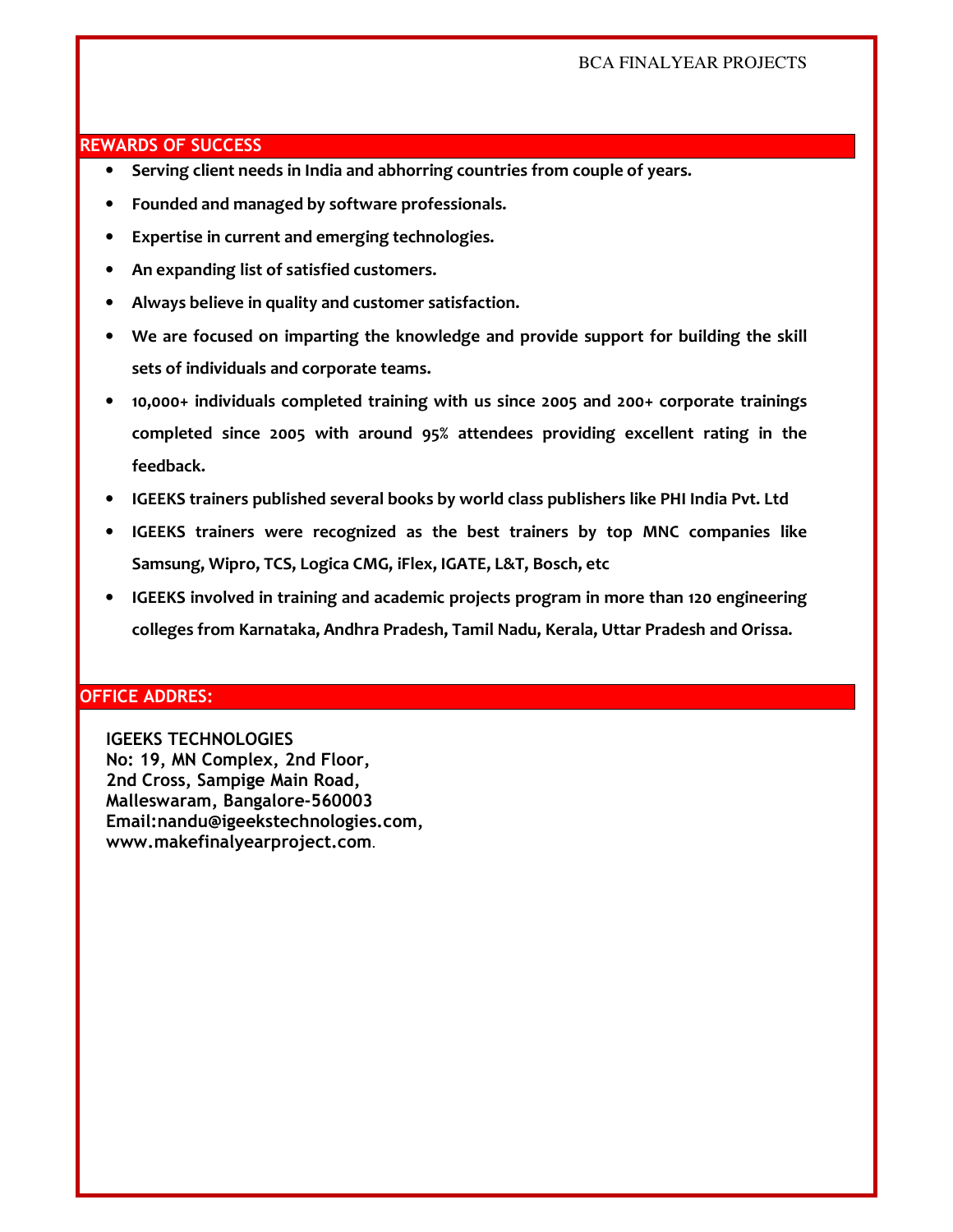## REWARDS OF SUCCESS

- **Serving client needs in India and abhorring countries from couple of years.**
- **Founded and managed by software professionals.**
- **Expertise in current and emerging technologies.**
- **An expanding list of satisfied customers.**
- **Always believe in quality and customer satisfaction.**
- **We are focused on imparting the knowledge and provide support for building the skill sets of individuals and corporate teams.**
- **10,000+ individuals completed training with us since 2005 and 200+ corporate trainings completed since 2005 with around 95% attendees providing excellent rating in the feedback.**
- **IGEEKS trainers published several books by world class publishers like PHI India Pvt. Ltd**
- **IGEEKS trainers were recognized as the best trainers by top MNC companies like Samsung, Wipro, TCS, Logica CMG, iFlex, IGATE, L&T, Bosch, etc**
- **IGEEKS involved in training and academic projects program in more than 120 engineering colleges from Karnataka, Andhra Pradesh, Tamil Nadu, Kerala, Uttar Pradesh and Orissa.**

## OFFICE ADDRES:

**IGEEKS TECHNOLOGIES**
**No: 19, MN Complex, 2nd Floor,**
**2nd Cross, Sampige Main Road,**
**Malleswaram, Bangalore-560003**
**Email:nandu@igeekstechnologies.com,**
**www.makefinalyearproject.com**.